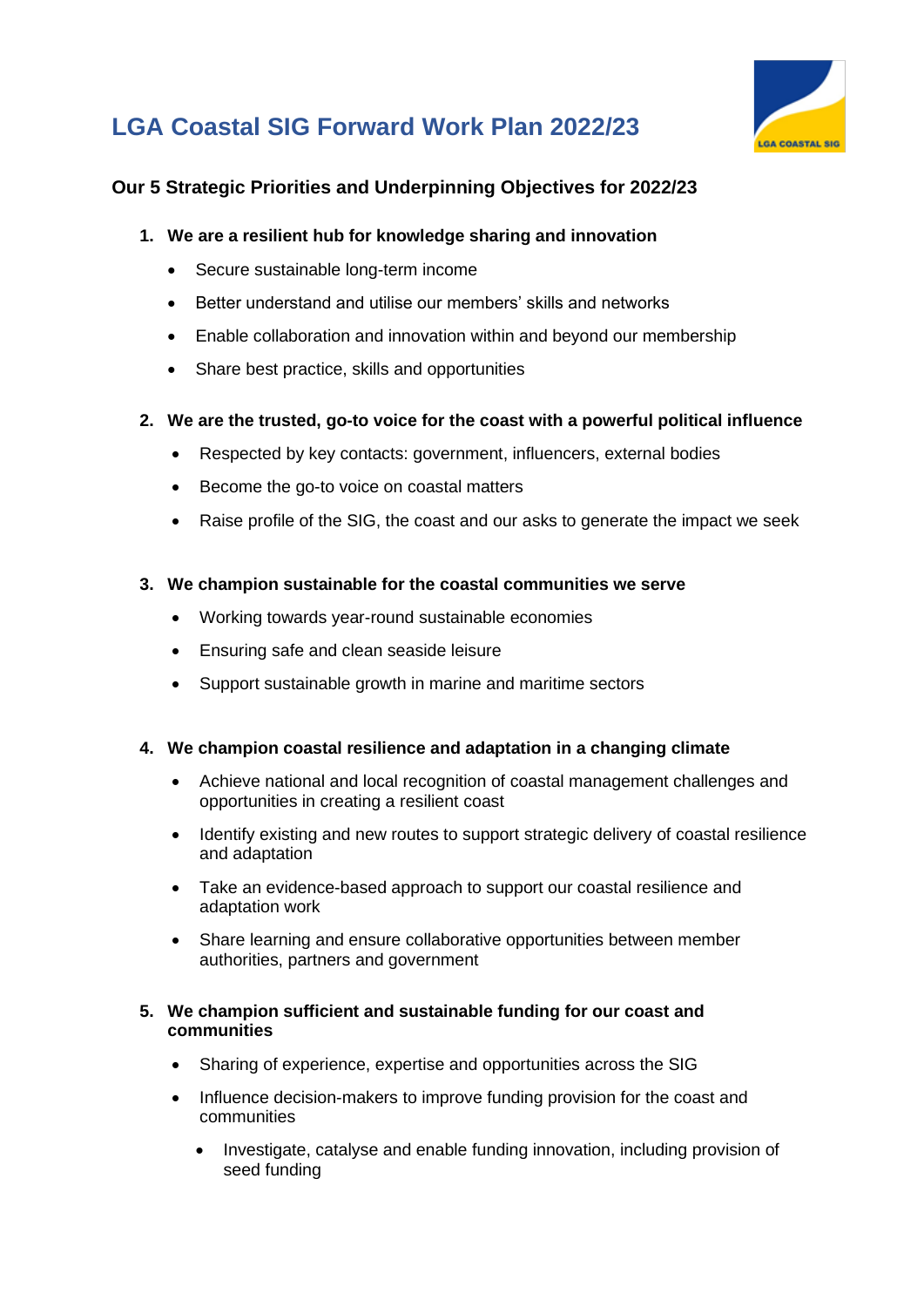# LGA Coastal SIG Forward Work Plan 2022/23

## Our 5 Strategic Priorities and Underpinning Objectives for 2022/23

1. **We are a resilient hub for knowledge sharing and innovation**
   - Secure sustainable long-term income
   - Better understand and utilise our members' skills and networks
   - Enable collaboration and innovation within and beyond our membership
   - Share best practice, skills and opportunities

2. **We are the trusted, go-to voice for the coast with a powerful political influence**
   - Respected by key contacts: government, influencers, external bodies
   - Become the go-to voice on coastal matters
   - Raise profile of the SIG, the coast and our asks to generate the impact we seek

3. **We champion sustainable for the coastal communities we serve**
   - Working towards year-round sustainable economies
   - Ensuring safe and clean seaside leisure
   - Support sustainable growth in marine and maritime sectors

4. **We champion coastal resilience and adaptation in a changing climate**
   - Achieve national and local recognition of coastal management challenges and opportunities in creating a resilient coast
   - Identify existing and new routes to support strategic delivery of coastal resilience and adaptation
   - Take an evidence-based approach to support our coastal resilience and adaptation work
   - Share learning and ensure collaborative opportunities between member authorities, partners and government

5. **We champion sufficient and sustainable funding for our coast and communities**
   - Sharing of experience, expertise and opportunities across the SIG
   - Influence decision-makers to improve funding provision for the coast and communities
     - Investigate, catalyse and enable funding innovation, including provision of seed funding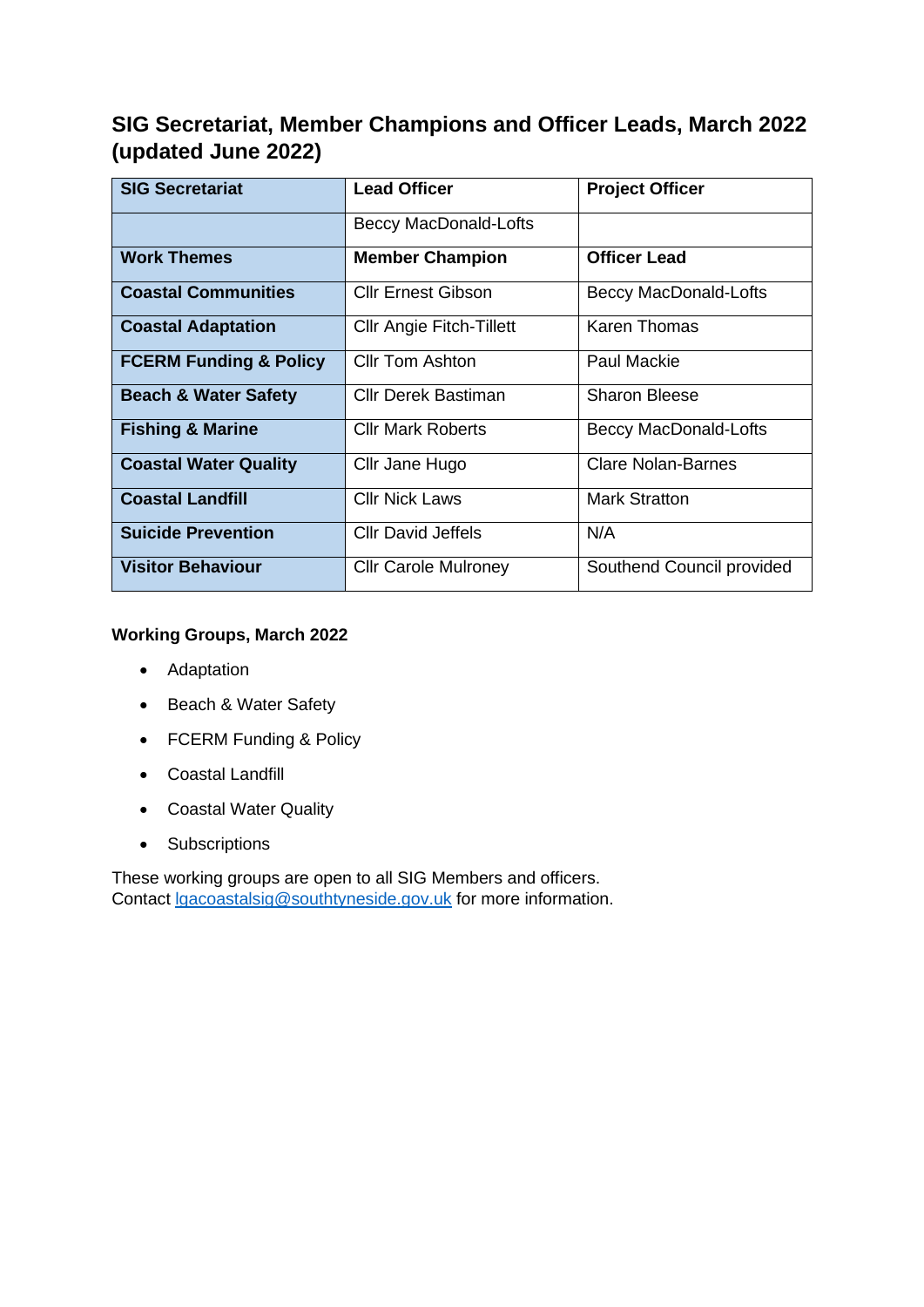## SIG Secretariat, Member Champions and Officer Leads, March 2022 (updated June 2022)

| **SIG Secretariat** | **Lead Officer** | **Project Officer** |
|---|---|---|
| | Beccy MacDonald-Lofts | |
| **Work Themes** | **Member Champion** | **Officer Lead** |
| **Coastal Communities** | Cllr Ernest Gibson | Beccy MacDonald-Lofts |
| **Coastal Adaptation** | Cllr Angie Fitch-Tillett | Karen Thomas |
| **FCERM Funding & Policy** | Cllr Tom Ashton | Paul Mackie |
| **Beach & Water Safety** | Cllr Derek Bastiman | Sharon Bleese |
| **Fishing & Marine** | Cllr Mark Roberts | Beccy MacDonald-Lofts |
| **Coastal Water Quality** | Cllr Jane Hugo | Clare Nolan-Barnes |
| **Coastal Landfill** | Cllr Nick Laws | Mark Stratton |
| **Suicide Prevention** | Cllr David Jeffels | N/A |
| **Visitor Behaviour** | Cllr Carole Mulroney | Southend Council provided |

**Working Groups, March 2022**

- Adaptation
- Beach & Water Safety
- FCERM Funding & Policy
- Coastal Landfill
- Coastal Water Quality
- Subscriptions

These working groups are open to all SIG Members and officers.
Contact lgacoastalsig@southtyneside.gov.uk for more information.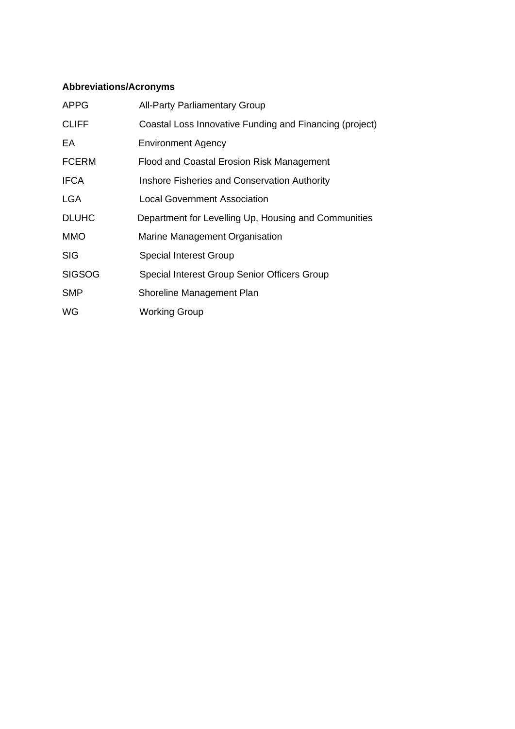**Abbreviations/Acronyms**

| | |
|---|---|
| APPG | All-Party Parliamentary Group |
| CLIFF | Coastal Loss Innovative Funding and Financing (project) |
| EA | Environment Agency |
| FCERM | Flood and Coastal Erosion Risk Management |
| IFCA | Inshore Fisheries and Conservation Authority |
| LGA | Local Government Association |
| DLUHC | Department for Levelling Up, Housing and Communities |
| MMO | Marine Management Organisation |
| SIG | Special Interest Group |
| SIGSOG | Special Interest Group Senior Officers Group |
| SMP | Shoreline Management Plan |
| WG | Working Group |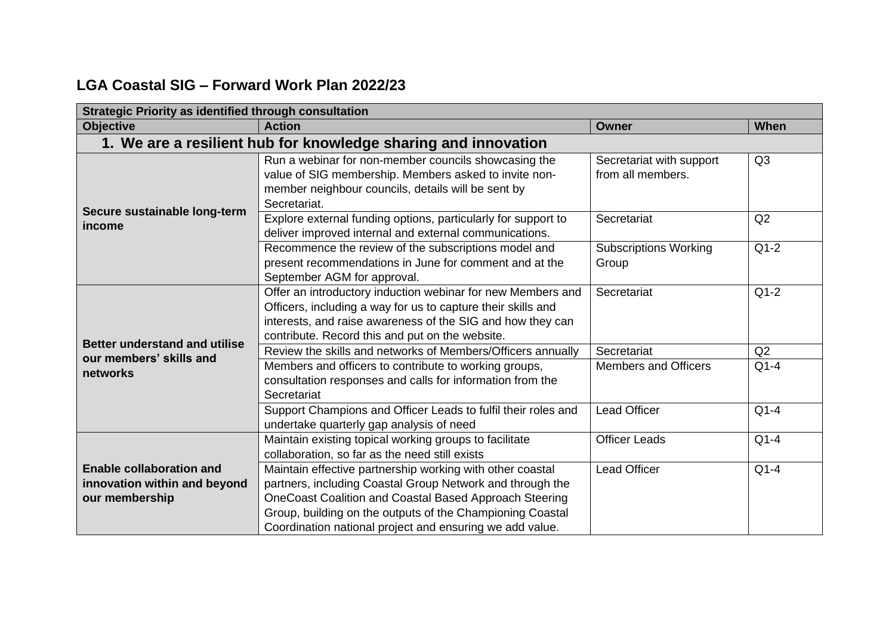## LGA Coastal SIG – Forward Work Plan 2022/23

| Strategic Priority as identified through consultation | | | |
|---|---|---|---|
| **Objective** | **Action** | **Owner** | **When** |
| **1. We are a resilient hub for knowledge sharing and innovation** | | | |
| **Secure sustainable long-term income** | Run a webinar for non-member councils showcasing the value of SIG membership. Members asked to invite non-member neighbour councils, details will be sent by Secretariat. | Secretariat with support from all members. | Q3 |
| | Explore external funding options, particularly for support to deliver improved internal and external communications. | Secretariat | Q2 |
| | Recommence the review of the subscriptions model and present recommendations in June for comment and at the September AGM for approval. | Subscriptions Working Group | Q1-2 |
| **Better understand and utilise our members' skills and networks** | Offer an introductory induction webinar for new Members and Officers, including a way for us to capture their skills and interests, and raise awareness of the SIG and how they can contribute. Record this and put on the website. | Secretariat | Q1-2 |
| | Review the skills and networks of Members/Officers annually | Secretariat | Q2 |
| | Members and officers to contribute to working groups, consultation responses and calls for information from the Secretariat | Members and Officers | Q1-4 |
| | Support Champions and Officer Leads to fulfil their roles and undertake quarterly gap analysis of need | Lead Officer | Q1-4 |
| **Enable collaboration and innovation within and beyond our membership** | Maintain existing topical working groups to facilitate collaboration, so far as the need still exists | Officer Leads | Q1-4 |
| | Maintain effective partnership working with other coastal partners, including Coastal Group Network and through the OneCoast Coalition and Coastal Based Approach Steering Group, building on the outputs of the Championing Coastal Coordination national project and ensuring we add value. | Lead Officer | Q1-4 |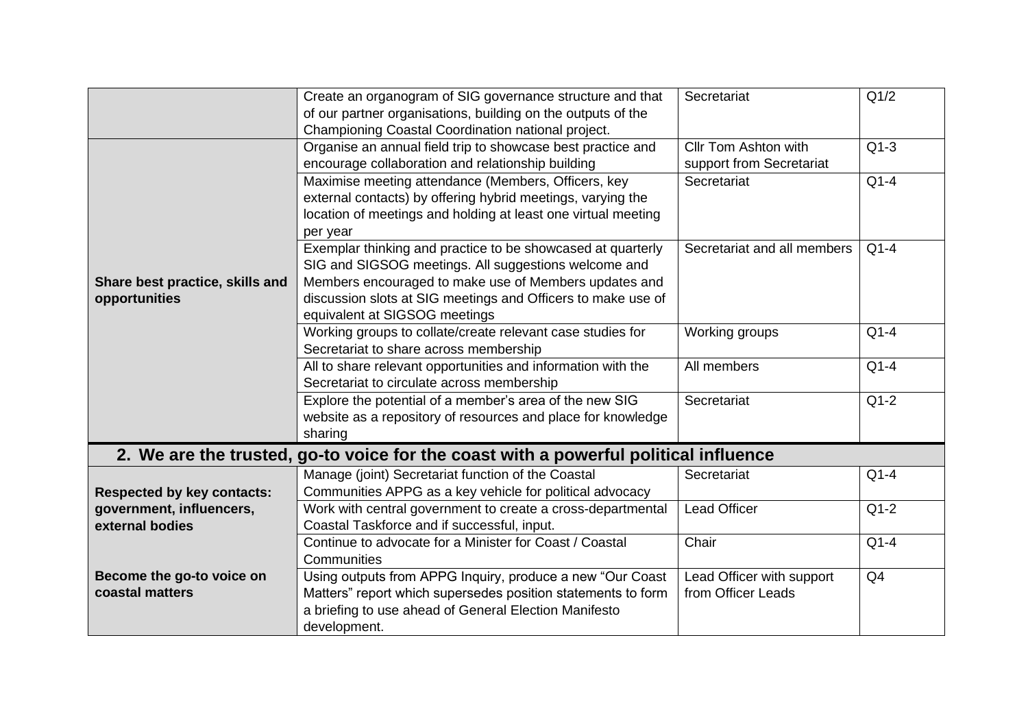| | | | |
|---|---|---|---|
| | Create an organogram of SIG governance structure and that of our partner organisations, building on the outputs of the Championing Coastal Coordination national project. | Secretariat | Q1/2 |
| **Share best practice, skills and opportunities** | Organise an annual field trip to showcase best practice and encourage collaboration and relationship building | Cllr Tom Ashton with support from Secretariat | Q1-3 |
| | Maximise meeting attendance (Members, Officers, key external contacts) by offering hybrid meetings, varying the location of meetings and holding at least one virtual meeting per year | Secretariat | Q1-4 |
| | Exemplar thinking and practice to be showcased at quarterly SIG and SIGSOG meetings. All suggestions welcome and Members encouraged to make use of Members updates and discussion slots at SIG meetings and Officers to make use of equivalent at SIGSOG meetings | Secretariat and all members | Q1-4 |
| | Working groups to collate/create relevant case studies for Secretariat to share across membership | Working groups | Q1-4 |
| | All to share relevant opportunities and information with the Secretariat to circulate across membership | All members | Q1-4 |
| | Explore the potential of a member's area of the new SIG website as a repository of resources and place for knowledge sharing | Secretariat | Q1-2 |

## 2. We are the trusted, go-to voice for the coast with a powerful political influence

| | | | |
|---|---|---|---|
| **Respected by key contacts: government, influencers, external bodies** | Manage (joint) Secretariat function of the Coastal Communities APPG as a key vehicle for political advocacy | Secretariat | Q1-4 |
| | Work with central government to create a cross-departmental Coastal Taskforce and if successful, input. | Lead Officer | Q1-2 |
| **Become the go-to voice on coastal matters** | Continue to advocate for a Minister for Coast / Coastal Communities | Chair | Q1-4 |
| | Using outputs from APPG Inquiry, produce a new "Our Coast Matters" report which supersedes position statements to form a briefing to use ahead of General Election Manifesto development. | Lead Officer with support from Officer Leads | Q4 |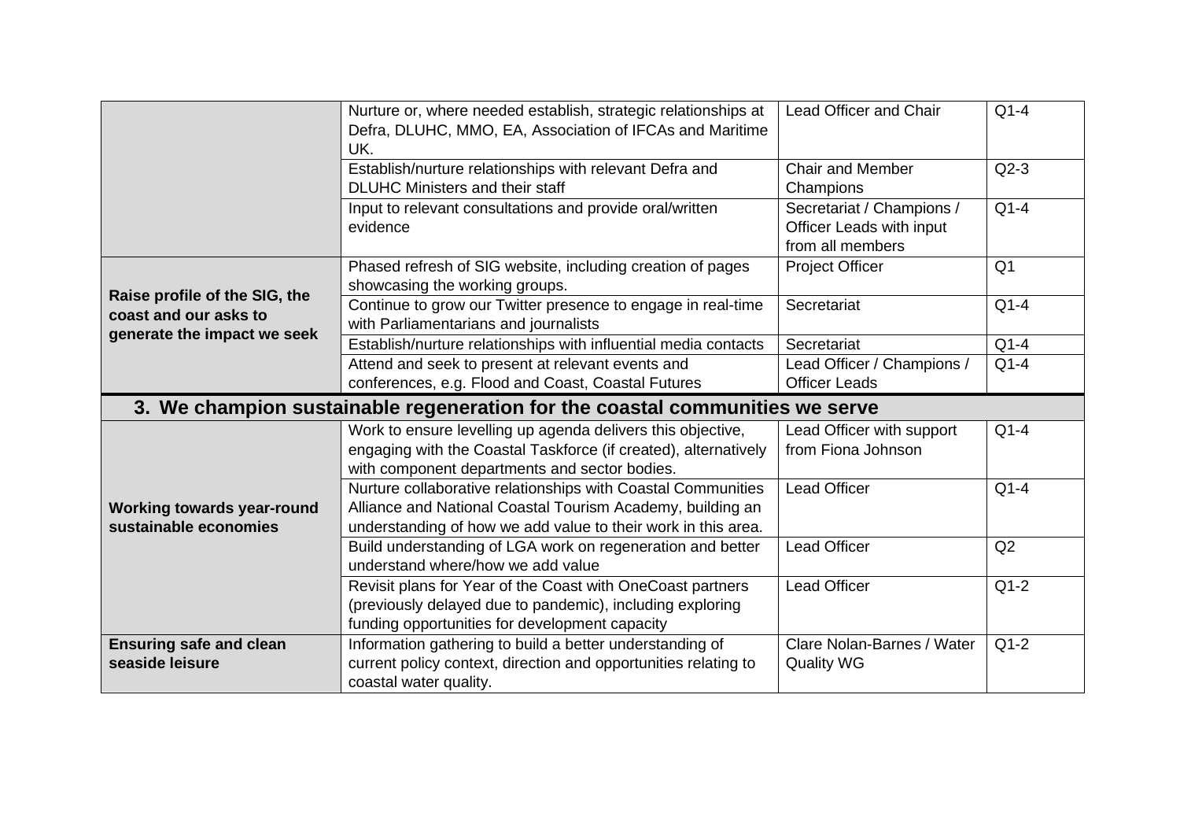| | | | |
|---|---|---|---|
| | Nurture or, where needed establish, strategic relationships at Defra, DLUHC, MMO, EA, Association of IFCAs and Maritime UK. | Lead Officer and Chair | Q1-4 |
| | Establish/nurture relationships with relevant Defra and DLUHC Ministers and their staff | Chair and Member Champions | Q2-3 |
| | Input to relevant consultations and provide oral/written evidence | Secretariat / Champions / Officer Leads with input from all members | Q1-4 |
| **Raise profile of the SIG, the coast and our asks to generate the impact we seek** | Phased refresh of SIG website, including creation of pages showcasing the working groups. | Project Officer | Q1 |
| | Continue to grow our Twitter presence to engage in real-time with Parliamentarians and journalists | Secretariat | Q1-4 |
| | Establish/nurture relationships with influential media contacts | Secretariat | Q1-4 |
| | Attend and seek to present at relevant events and conferences, e.g. Flood and Coast, Coastal Futures | Lead Officer / Champions / Officer Leads | Q1-4 |
| **3. We champion sustainable regeneration for the coastal communities we serve** | | | |
| **Working towards year-round sustainable economies** | Work to ensure levelling up agenda delivers this objective, engaging with the Coastal Taskforce (if created), alternatively with component departments and sector bodies. | Lead Officer with support from Fiona Johnson | Q1-4 |
| | Nurture collaborative relationships with Coastal Communities Alliance and National Coastal Tourism Academy, building an understanding of how we add value to their work in this area. | Lead Officer | Q1-4 |
| | Build understanding of LGA work on regeneration and better understand where/how we add value | Lead Officer | Q2 |
| | Revisit plans for Year of the Coast with OneCoast partners (previously delayed due to pandemic), including exploring funding opportunities for development capacity | Lead Officer | Q1-2 |
| **Ensuring safe and clean seaside leisure** | Information gathering to build a better understanding of current policy context, direction and opportunities relating to coastal water quality. | Clare Nolan-Barnes / Water Quality WG | Q1-2 |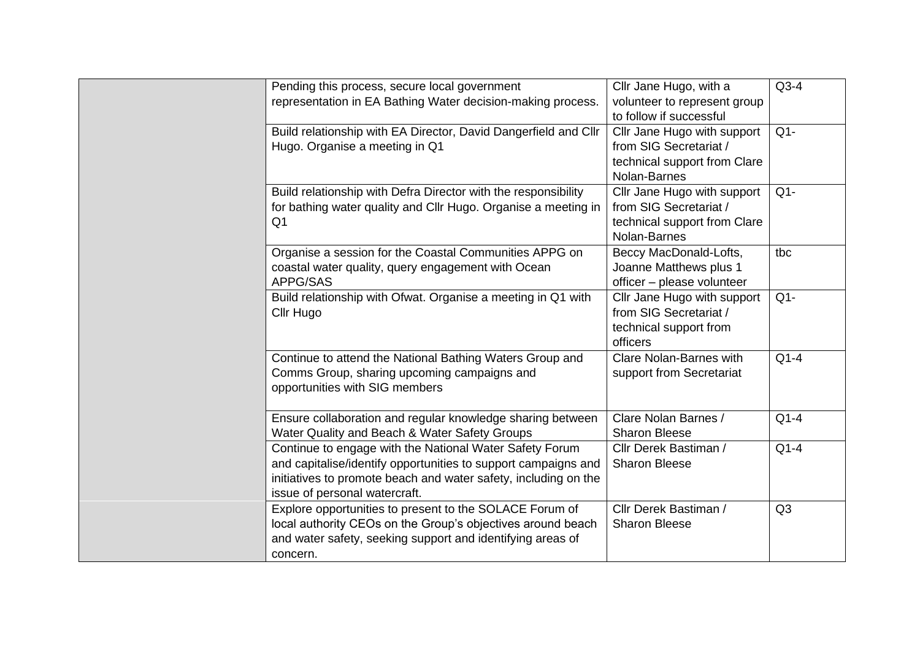| | | | |
|---|---|---|---|
| | Pending this process, secure local government representation in EA Bathing Water decision-making process. | Cllr Jane Hugo, with a volunteer to represent group to follow if successful | Q3-4 |
| | Build relationship with EA Director, David Dangerfield and Cllr Hugo. Organise a meeting in Q1 | Cllr Jane Hugo with support from SIG Secretariat / technical support from Clare Nolan-Barnes | Q1- |
| | Build relationship with Defra Director with the responsibility for bathing water quality and Cllr Hugo. Organise a meeting in Q1 | Cllr Jane Hugo with support from SIG Secretariat / technical support from Clare Nolan-Barnes | Q1- |
| | Organise a session for the Coastal Communities APPG on coastal water quality, query engagement with Ocean APPG/SAS | Beccy MacDonald-Lofts, Joanne Matthews plus 1 officer – please volunteer | tbc |
| | Build relationship with Ofwat. Organise a meeting in Q1 with Cllr Hugo | Cllr Jane Hugo with support from SIG Secretariat / technical support from officers | Q1- |
| | Continue to attend the National Bathing Waters Group and Comms Group, sharing upcoming campaigns and opportunities with SIG members | Clare Nolan-Barnes with support from Secretariat | Q1-4 |
| | Ensure collaboration and regular knowledge sharing between Water Quality and Beach & Water Safety Groups | Clare Nolan Barnes / Sharon Bleese | Q1-4 |
| | Continue to engage with the National Water Safety Forum and capitalise/identify opportunities to support campaigns and initiatives to promote beach and water safety, including on the issue of personal watercraft. | Cllr Derek Bastiman / Sharon Bleese | Q1-4 |
| | Explore opportunities to present to the SOLACE Forum of local authority CEOs on the Group's objectives around beach and water safety, seeking support and identifying areas of concern. | Cllr Derek Bastiman / Sharon Bleese | Q3 |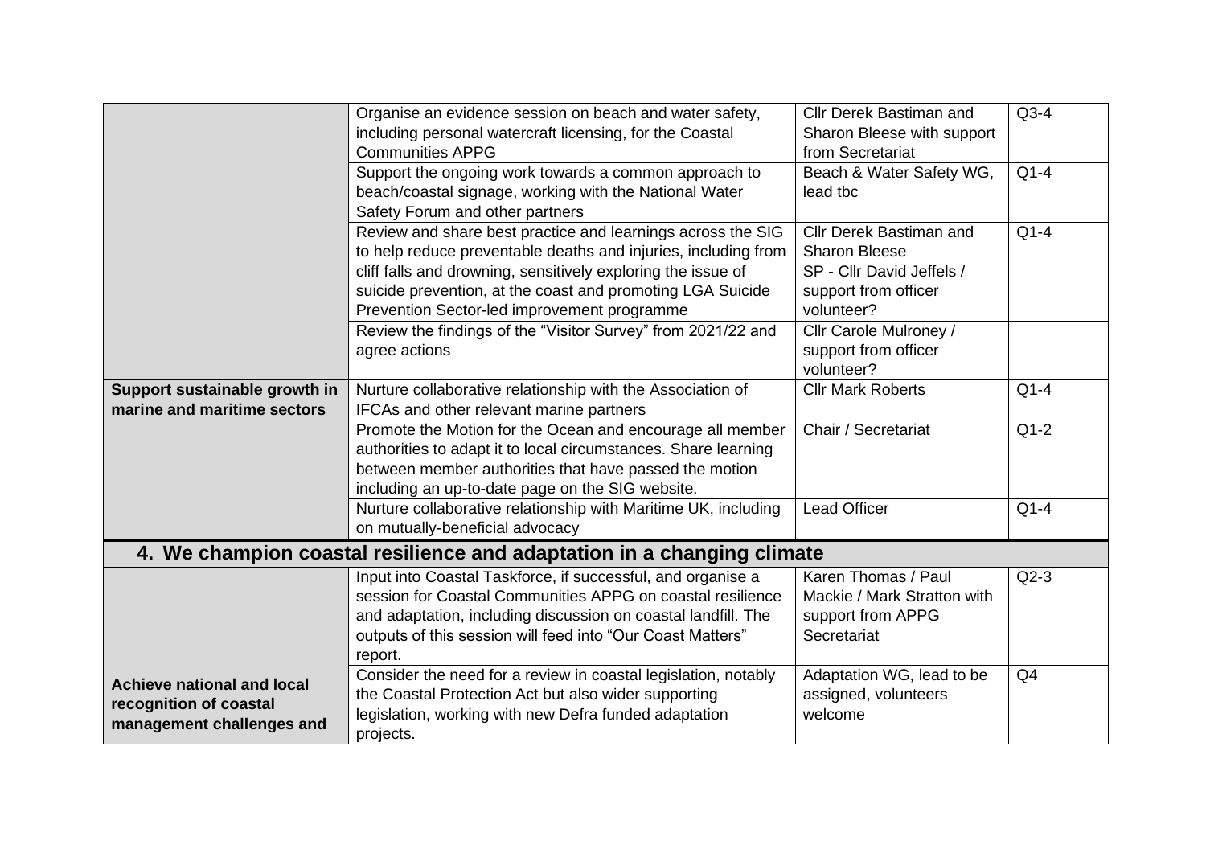| | | | |
|---|---|---|---|
| | Organise an evidence session on beach and water safety, including personal watercraft licensing, for the Coastal Communities APPG | Cllr Derek Bastiman and Sharon Bleese with support from Secretariat | Q3-4 |
| | Support the ongoing work towards a common approach to beach/coastal signage, working with the National Water Safety Forum and other partners | Beach & Water Safety WG, lead tbc | Q1-4 |
| | Review and share best practice and learnings across the SIG to help reduce preventable deaths and injuries, including from cliff falls and drowning, sensitively exploring the issue of suicide prevention, at the coast and promoting LGA Suicide Prevention Sector-led improvement programme | Cllr Derek Bastiman and Sharon Bleese SP - Cllr David Jeffels / support from officer volunteer? | Q1-4 |
| | Review the findings of the "Visitor Survey" from 2021/22 and agree actions | Cllr Carole Mulroney / support from officer volunteer? | |
| **Support sustainable growth in marine and maritime sectors** | Nurture collaborative relationship with the Association of IFCAs and other relevant marine partners | Cllr Mark Roberts | Q1-4 |
| | Promote the Motion for the Ocean and encourage all member authorities to adapt it to local circumstances. Share learning between member authorities that have passed the motion including an up-to-date page on the SIG website. | Chair / Secretariat | Q1-2 |
| | Nurture collaborative relationship with Maritime UK, including on mutually-beneficial advocacy | Lead Officer | Q1-4 |
| **4. We champion coastal resilience and adaptation in a changing climate** | | | |
| | Input into Coastal Taskforce, if successful, and organise a session for Coastal Communities APPG on coastal resilience and adaptation, including discussion on coastal landfill. The outputs of this session will feed into "Our Coast Matters" report. | Karen Thomas / Paul Mackie / Mark Stratton with support from APPG Secretariat | Q2-3 |
| **Achieve national and local recognition of coastal management challenges and** | Consider the need for a review in coastal legislation, notably the Coastal Protection Act but also wider supporting legislation, working with new Defra funded adaptation projects. | Adaptation WG, lead to be assigned, volunteers welcome | Q4 |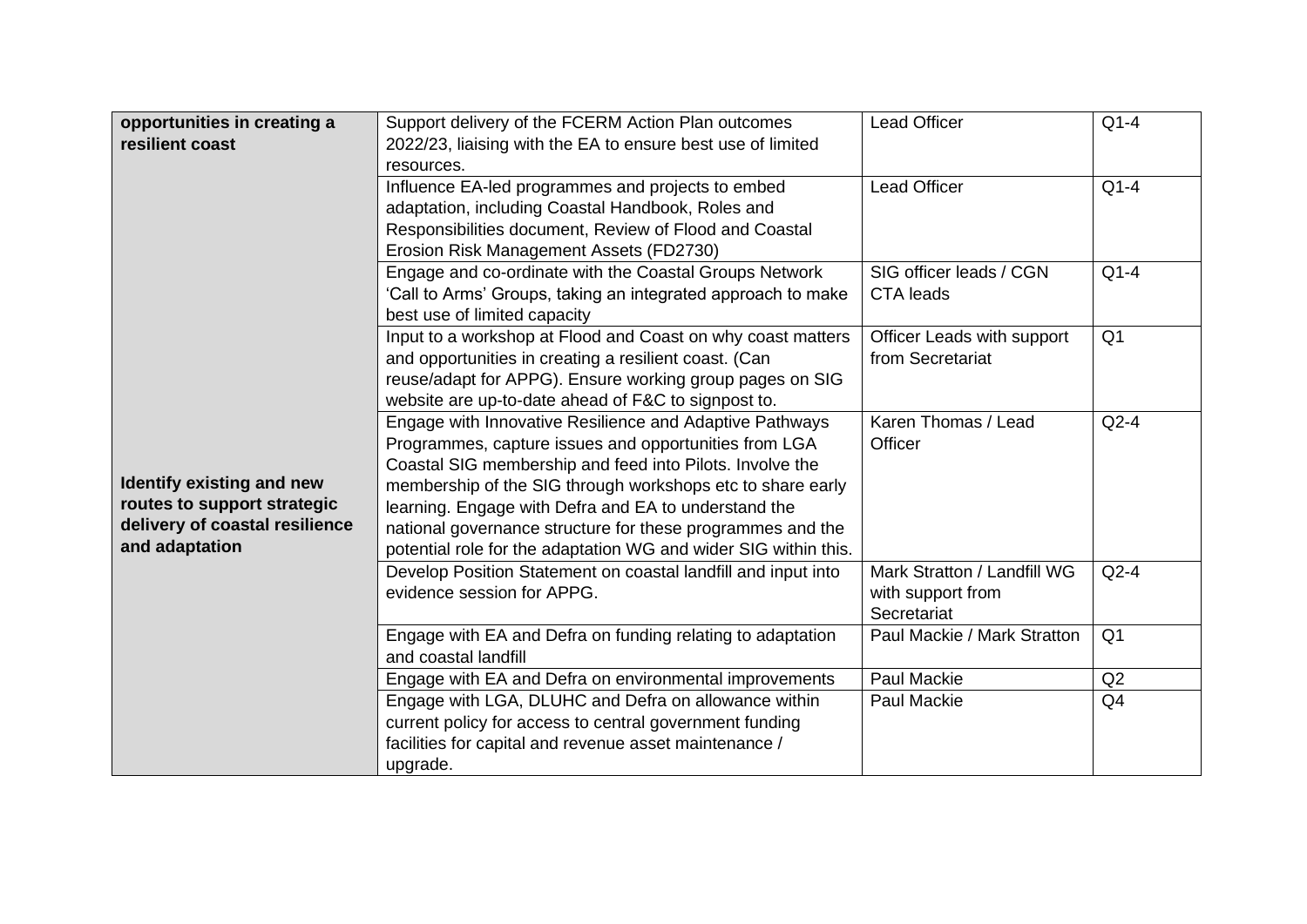| | | | |
|---|---|---|---|
| **opportunities in creating a resilient coast** | Support delivery of the FCERM Action Plan outcomes 2022/23, liaising with the EA to ensure best use of limited resources. | Lead Officer | Q1-4 |
| | Influence EA-led programmes and projects to embed adaptation, including Coastal Handbook, Roles and Responsibilities document, Review of Flood and Coastal Erosion Risk Management Assets (FD2730) | Lead Officer | Q1-4 |
| | Engage and co-ordinate with the Coastal Groups Network 'Call to Arms' Groups, taking an integrated approach to make best use of limited capacity | SIG officer leads / CGN CTA leads | Q1-4 |
| | Input to a workshop at Flood and Coast on why coast matters and opportunities in creating a resilient coast. (Can reuse/adapt for APPG). Ensure working group pages on SIG website are up-to-date ahead of F&C to signpost to. | Officer Leads with support from Secretariat | Q1 |
| **Identify existing and new routes to support strategic delivery of coastal resilience and adaptation** | Engage with Innovative Resilience and Adaptive Pathways Programmes, capture issues and opportunities from LGA Coastal SIG membership and feed into Pilots. Involve the membership of the SIG through workshops etc to share early learning. Engage with Defra and EA to understand the national governance structure for these programmes and the potential role for the adaptation WG and wider SIG within this. | Karen Thomas / Lead Officer | Q2-4 |
| | Develop Position Statement on coastal landfill and input into evidence session for APPG. | Mark Stratton / Landfill WG with support from Secretariat | Q2-4 |
| | Engage with EA and Defra on funding relating to adaptation and coastal landfill | Paul Mackie / Mark Stratton | Q1 |
| | Engage with EA and Defra on environmental improvements | Paul Mackie | Q2 |
| | Engage with LGA, DLUHC and Defra on allowance within current policy for access to central government funding facilities for capital and revenue asset maintenance / upgrade. | Paul Mackie | Q4 |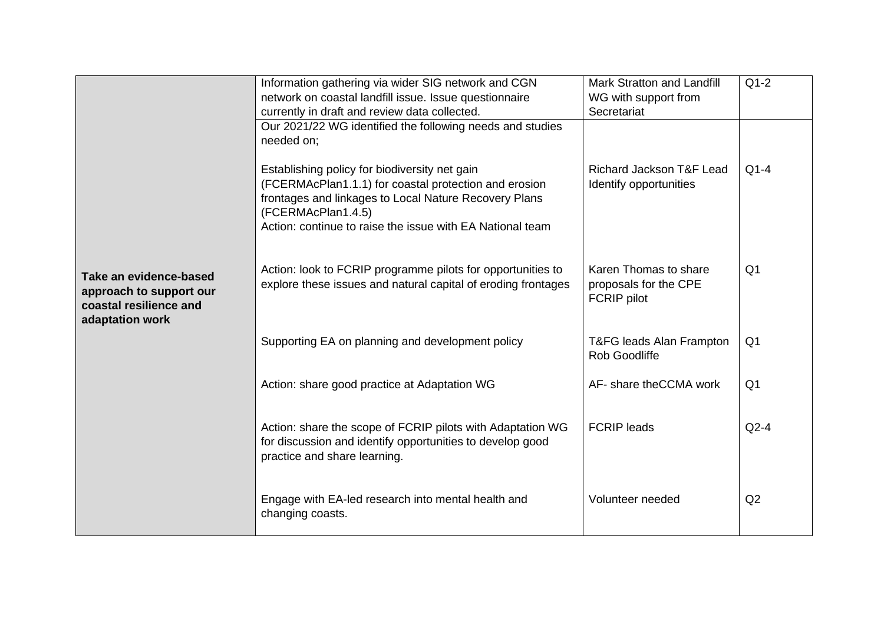| | | | |
|---|---|---|---|
| **Take an evidence-based approach to support our coastal resilience and adaptation work** | Information gathering via wider SIG network and CGN network on coastal landfill issue. Issue questionnaire currently in draft and review data collected. | Mark Stratton and Landfill WG with support from Secretariat | Q1-2 |
| | Our 2021/22 WG identified the following needs and studies needed on;<br><br>Establishing policy for biodiversity net gain (FCERMAcPlan1.1.1) for coastal protection and erosion frontages and linkages to Local Nature Recovery Plans (FCERMAcPlan1.4.5)<br>Action: continue to raise the issue with EA National team | Richard Jackson T&F Lead Identify opportunities | Q1-4 |
| | Action: look to FCRIP programme pilots for opportunities to explore these issues and natural capital of eroding frontages | Karen Thomas to share proposals for the CPE FCRIP pilot | Q1 |
| | Supporting EA on planning and development policy | T&FG leads Alan Frampton Rob Goodliffe | Q1 |
| | Action: share good practice at Adaptation WG | AF- share theCCMA work | Q1 |
| | Action: share the scope of FCRIP pilots with Adaptation WG for discussion and identify opportunities to develop good practice and share learning. | FCRIP leads | Q2-4 |
| | Engage with EA-led research into mental health and changing coasts. | Volunteer needed | Q2 |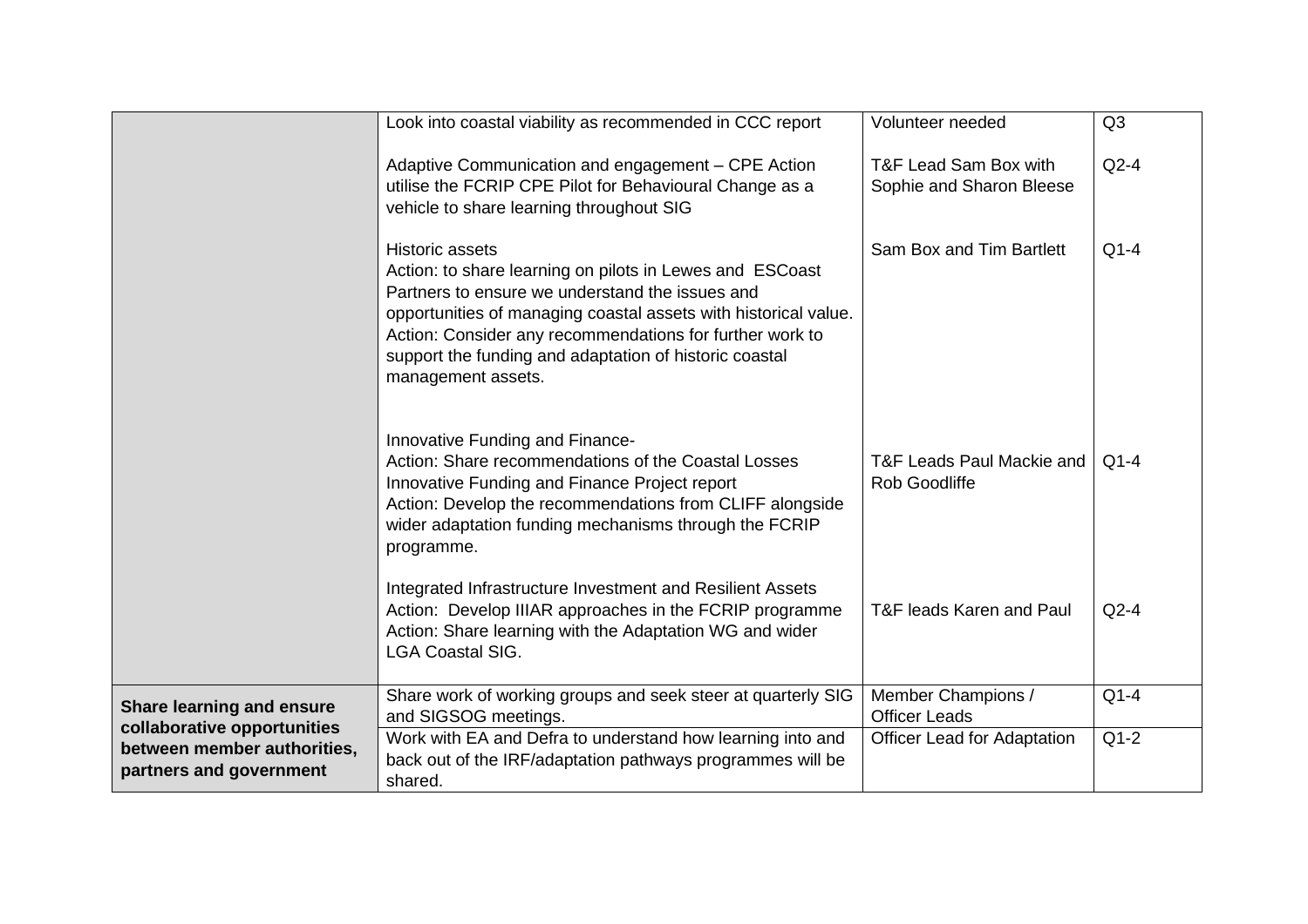| | | | |
|---|---|---|---|
| | Look into coastal viability as recommended in CCC report | Volunteer needed | Q3 |
| | Adaptive Communication and engagement – CPE Action utilise the FCRIP CPE Pilot for Behavioural Change as a vehicle to share learning throughout SIG | T&F Lead Sam Box with Sophie and Sharon Bleese | Q2-4 |
| | Historic assets<br>Action: to share learning on pilots in Lewes and ESCoast Partners to ensure we understand the issues and opportunities of managing coastal assets with historical value.<br>Action: Consider any recommendations for further work to support the funding and adaptation of historic coastal management assets. | Sam Box and Tim Bartlett | Q1-4 |
| | Innovative Funding and Finance-<br>Action: Share recommendations of the Coastal Losses Innovative Funding and Finance Project report<br>Action: Develop the recommendations from CLIFF alongside wider adaptation funding mechanisms through the FCRIP programme. | T&F Leads Paul Mackie and Rob Goodliffe | Q1-4 |
| | Integrated Infrastructure Investment and Resilient Assets<br>Action: Develop IIIAR approaches in the FCRIP programme<br>Action: Share learning with the Adaptation WG and wider LGA Coastal SIG. | T&F leads Karen and Paul | Q2-4 |
| **Share learning and ensure collaborative opportunities between member authorities, partners and government** | Share work of working groups and seek steer at quarterly SIG and SIGSOG meetings. | Member Champions / Officer Leads | Q1-4 |
| | Work with EA and Defra to understand how learning into and back out of the IRF/adaptation pathways programmes will be shared. | Officer Lead for Adaptation | Q1-2 |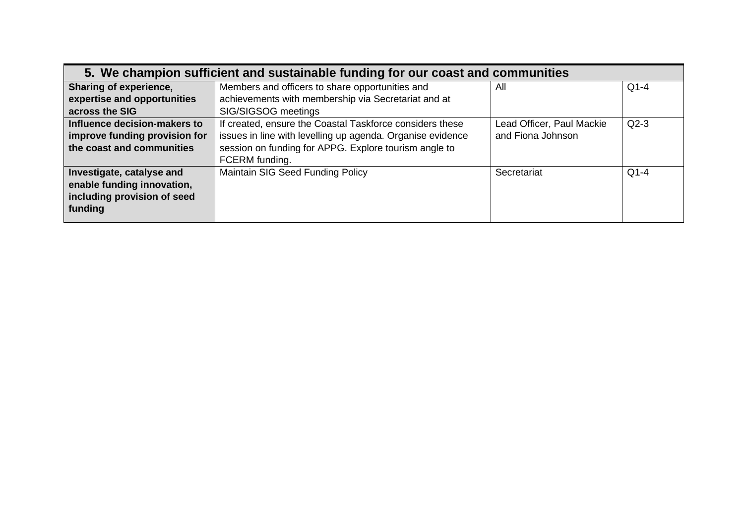| 5. We champion sufficient and sustainable funding for our coast and communities | | | |
|---|---|---|---|
| **Sharing of experience, expertise and opportunities across the SIG** | Members and officers to share opportunities and achievements with membership via Secretariat and at SIG/SIGSOG meetings | All | Q1-4 |
| **Influence decision-makers to improve funding provision for the coast and communities** | If created, ensure the Coastal Taskforce considers these issues in line with levelling up agenda. Organise evidence session on funding for APPG. Explore tourism angle to FCERM funding. | Lead Officer, Paul Mackie and Fiona Johnson | Q2-3 |
| **Investigate, catalyse and enable funding innovation, including provision of seed funding** | Maintain SIG Seed Funding Policy | Secretariat | Q1-4 |